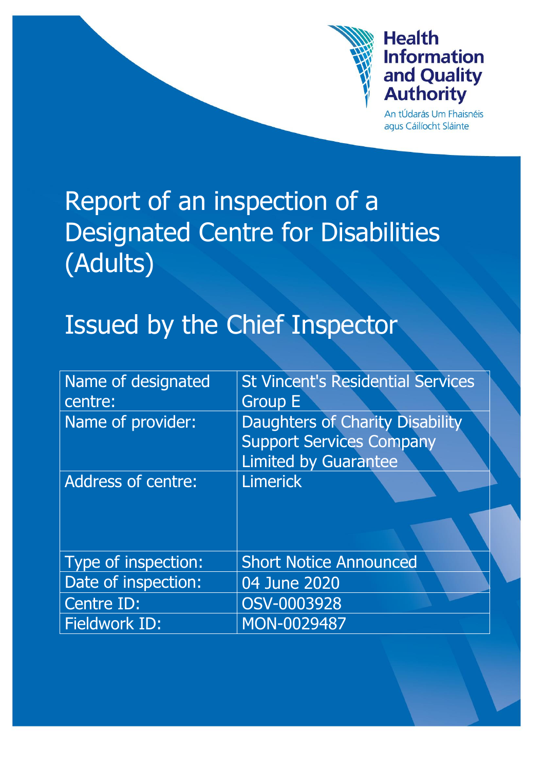Health Information and Quality Authority

An tÚdarás Um Fhaisnéis agus Cáilíocht Sláinte

# Report of an inspection of a Designated Centre for Disabilities (Adults)

# Issued by the Chief Inspector

| Name of designated centre: | St Vincent's Residential Services Group E |
|---|---|
| Name of provider: | Daughters of Charity Disability Support Services Company Limited by Guarantee |
| Address of centre: | Limerick |
| Type of inspection: | Short Notice Announced |
| Date of inspection: | 04 June 2020 |
| Centre ID: | OSV-0003928 |
| Fieldwork ID: | MON-0029487 |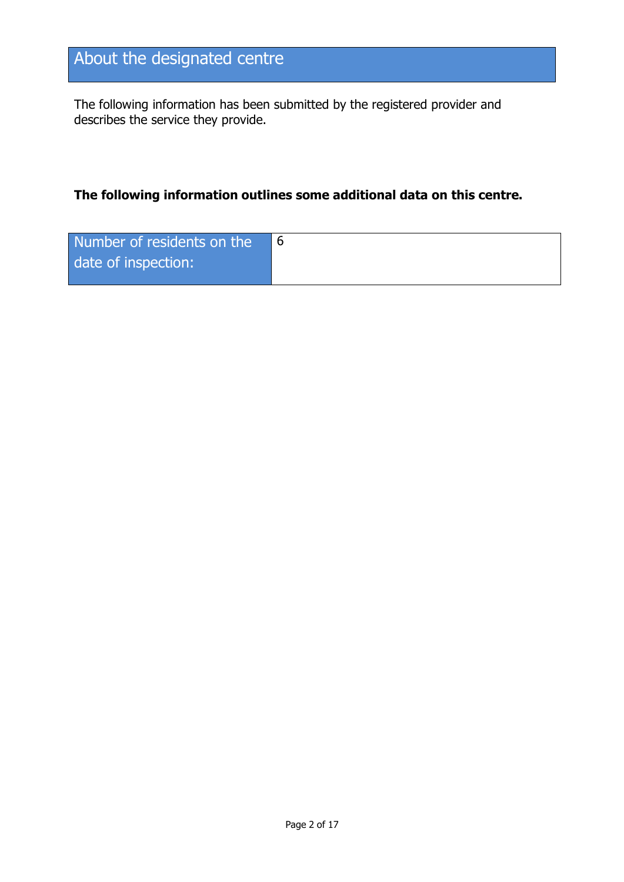## About the designated centre

The following information has been submitted by the registered provider and describes the service they provide.

**The following information outlines some additional data on this centre.**

| Number of residents on the date of inspection: | 6 |
|---|---|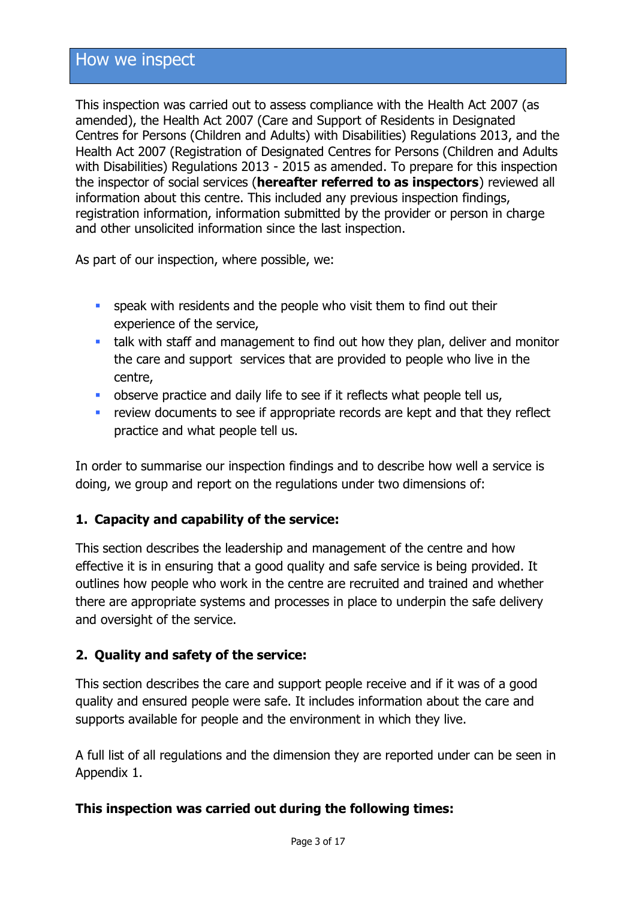## How we inspect

This inspection was carried out to assess compliance with the Health Act 2007 (as amended), the Health Act 2007 (Care and Support of Residents in Designated Centres for Persons (Children and Adults) with Disabilities) Regulations 2013, and the Health Act 2007 (Registration of Designated Centres for Persons (Children and Adults with Disabilities) Regulations 2013 - 2015 as amended. To prepare for this inspection the inspector of social services (**hereafter referred to as inspectors**) reviewed all information about this centre. This included any previous inspection findings, registration information, information submitted by the provider or person in charge and other unsolicited information since the last inspection.

As part of our inspection, where possible, we:

- speak with residents and the people who visit them to find out their experience of the service,
- talk with staff and management to find out how they plan, deliver and monitor the care and support services that are provided to people who live in the centre,
- observe practice and daily life to see if it reflects what people tell us,
- review documents to see if appropriate records are kept and that they reflect practice and what people tell us.

In order to summarise our inspection findings and to describe how well a service is doing, we group and report on the regulations under two dimensions of:

**1. Capacity and capability of the service:**

This section describes the leadership and management of the centre and how effective it is in ensuring that a good quality and safe service is being provided. It outlines how people who work in the centre are recruited and trained and whether there are appropriate systems and processes in place to underpin the safe delivery and oversight of the service.

**2. Quality and safety of the service:**

This section describes the care and support people receive and if it was of a good quality and ensured people were safe. It includes information about the care and supports available for people and the environment in which they live.

A full list of all regulations and the dimension they are reported under can be seen in Appendix 1.

**This inspection was carried out during the following times:**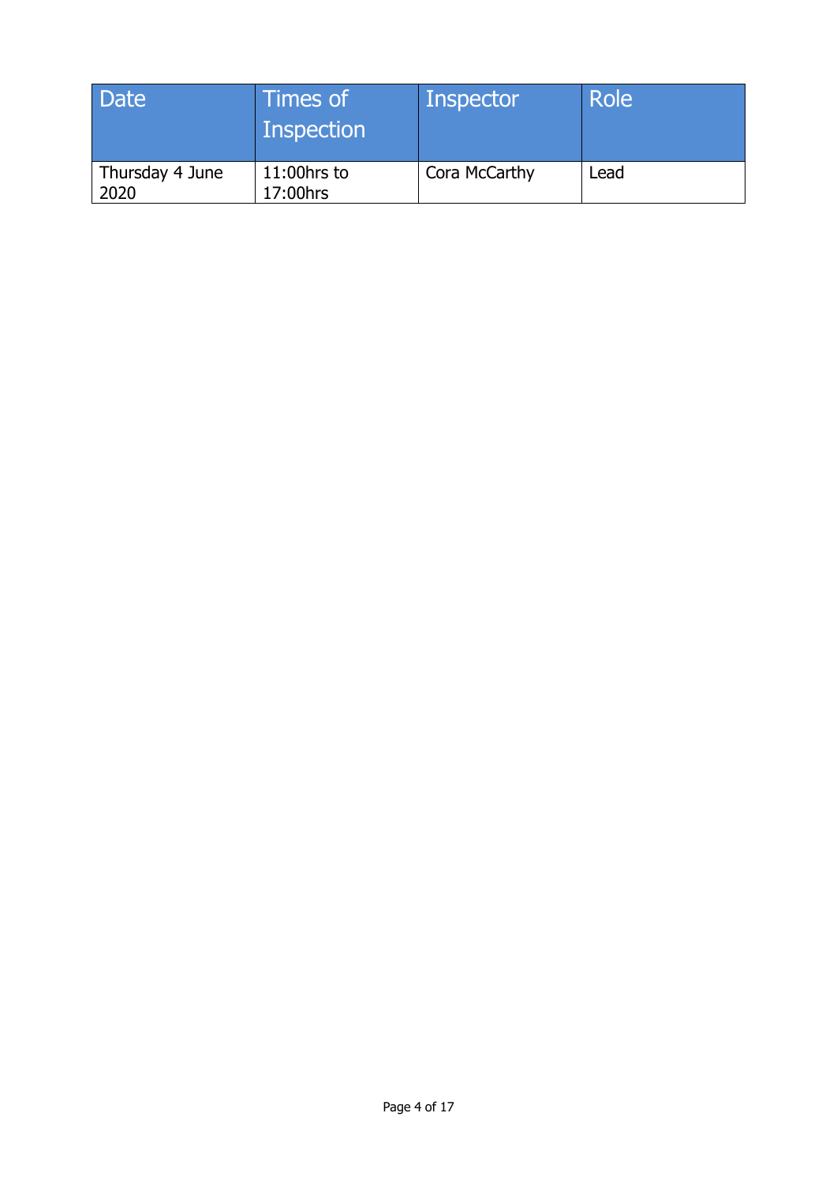| Date | Times of Inspection | Inspector | Role |
|---|---|---|---|
| Thursday 4 June 2020 | 11:00hrs to 17:00hrs | Cora McCarthy | Lead |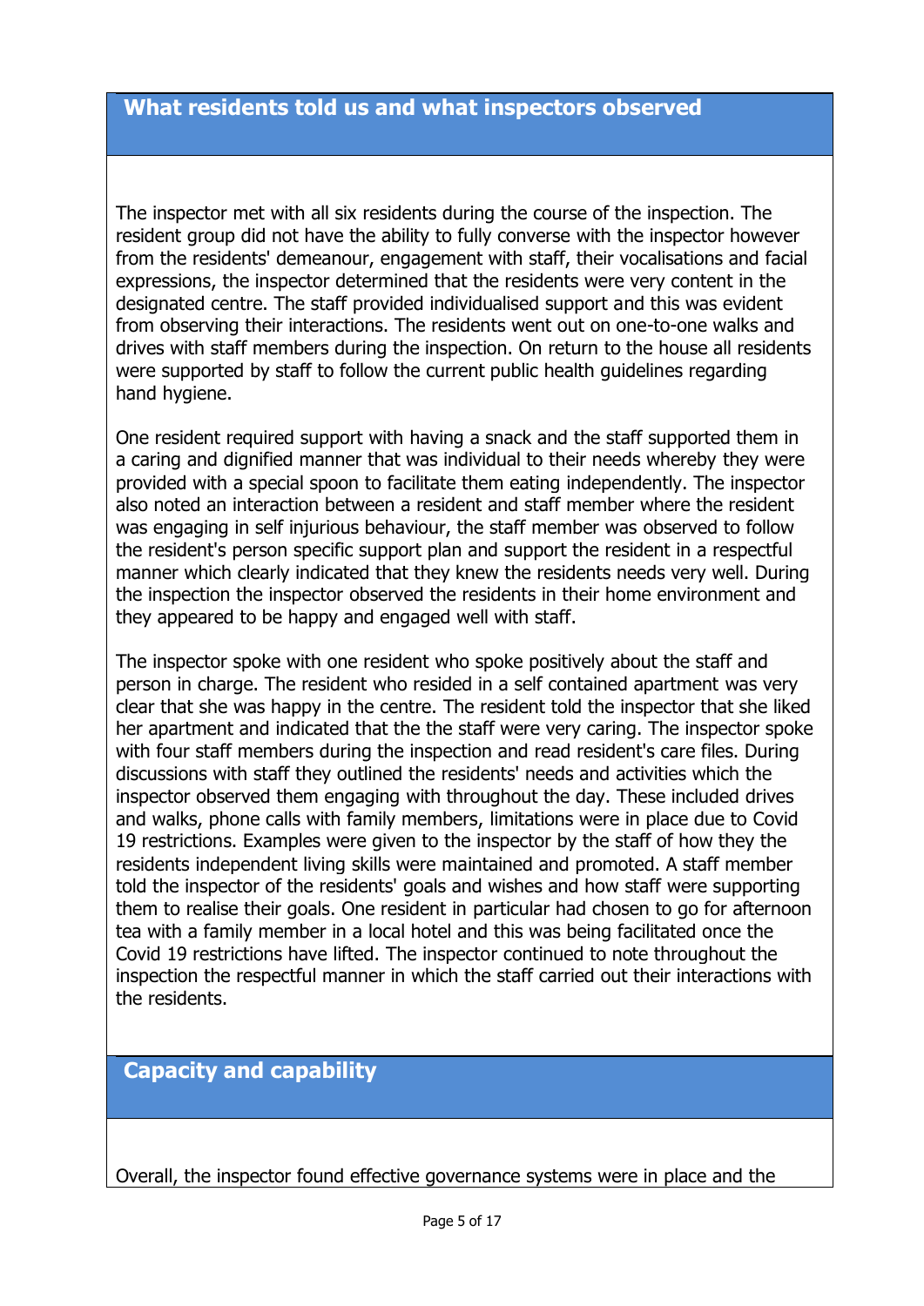## What residents told us and what inspectors observed

The inspector met with all six residents during the course of the inspection. The resident group did not have the ability to fully converse with the inspector however from the residents' demeanour, engagement with staff, their vocalisations and facial expressions, the inspector determined that the residents were very content in the designated centre. The staff provided individualised support and this was evident from observing their interactions. The residents went out on one-to-one walks and drives with staff members during the inspection. On return to the house all residents were supported by staff to follow the current public health guidelines regarding hand hygiene.

One resident required support with having a snack and the staff supported them in a caring and dignified manner that was individual to their needs whereby they were provided with a special spoon to facilitate them eating independently. The inspector also noted an interaction between a resident and staff member where the resident was engaging in self injurious behaviour, the staff member was observed to follow the resident's person specific support plan and support the resident in a respectful manner which clearly indicated that they knew the residents needs very well. During the inspection the inspector observed the residents in their home environment and they appeared to be happy and engaged well with staff.

The inspector spoke with one resident who spoke positively about the staff and person in charge. The resident who resided in a self contained apartment was very clear that she was happy in the centre. The resident told the inspector that she liked her apartment and indicated that the the staff were very caring. The inspector spoke with four staff members during the inspection and read resident's care files. During discussions with staff they outlined the residents' needs and activities which the inspector observed them engaging with throughout the day. These included drives and walks, phone calls with family members, limitations were in place due to Covid 19 restrictions. Examples were given to the inspector by the staff of how they the residents independent living skills were maintained and promoted. A staff member told the inspector of the residents' goals and wishes and how staff were supporting them to realise their goals. One resident in particular had chosen to go for afternoon tea with a family member in a local hotel and this was being facilitated once the Covid 19 restrictions have lifted. The inspector continued to note throughout the inspection the respectful manner in which the staff carried out their interactions with the residents.

## Capacity and capability

Overall, the inspector found effective governance systems were in place and the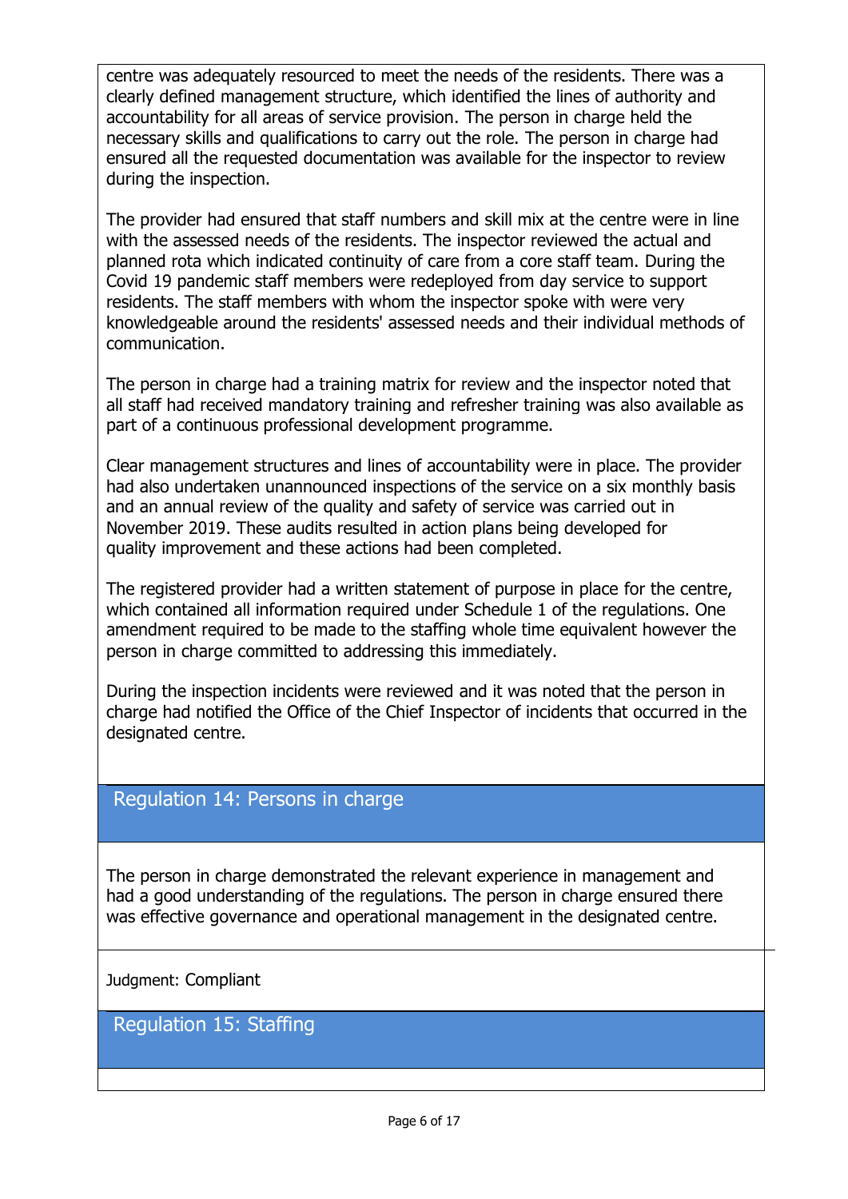centre was adequately resourced to meet the needs of the residents. There was a clearly defined management structure, which identified the lines of authority and accountability for all areas of service provision. The person in charge held the necessary skills and qualifications to carry out the role. The person in charge had ensured all the requested documentation was available for the inspector to review during the inspection.

The provider had ensured that staff numbers and skill mix at the centre were in line with the assessed needs of the residents. The inspector reviewed the actual and planned rota which indicated continuity of care from a core staff team. During the Covid 19 pandemic staff members were redeployed from day service to support residents. The staff members with whom the inspector spoke with were very knowledgeable around the residents' assessed needs and their individual methods of communication.

The person in charge had a training matrix for review and the inspector noted that all staff had received mandatory training and refresher training was also available as part of a continuous professional development programme.

Clear management structures and lines of accountability were in place. The provider had also undertaken unannounced inspections of the service on a six monthly basis and an annual review of the quality and safety of service was carried out in November 2019. These audits resulted in action plans being developed for quality improvement and these actions had been completed.

The registered provider had a written statement of purpose in place for the centre, which contained all information required under Schedule 1 of the regulations. One amendment required to be made to the staffing whole time equivalent however the person in charge committed to addressing this immediately.

During the inspection incidents were reviewed and it was noted that the person in charge had notified the Office of the Chief Inspector of incidents that occurred in the designated centre.

## Regulation 14: Persons in charge

The person in charge demonstrated the relevant experience in management and had a good understanding of the regulations. The person in charge ensured there was effective governance and operational management in the designated centre.

Judgment: Compliant

## Regulation 15: Staffing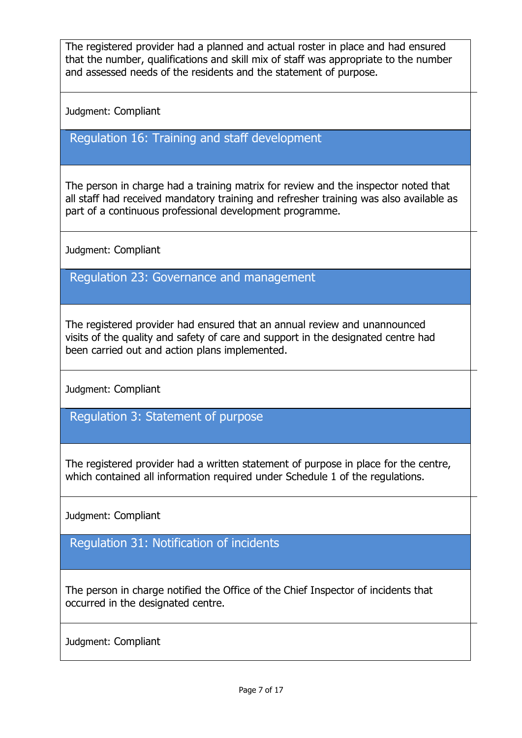The registered provider had a planned and actual roster in place and had ensured that the number, qualifications and skill mix of staff was appropriate to the number and assessed needs of the residents and the statement of purpose.

Judgment: Compliant

## Regulation 16: Training and staff development

The person in charge had a training matrix for review and the inspector noted that all staff had received mandatory training and refresher training was also available as part of a continuous professional development programme.

Judgment: Compliant

## Regulation 23: Governance and management

The registered provider had ensured that an annual review and unannounced visits of the quality and safety of care and support in the designated centre had been carried out and action plans implemented.

Judgment: Compliant

## Regulation 3: Statement of purpose

The registered provider had a written statement of purpose in place for the centre, which contained all information required under Schedule 1 of the regulations.

Judgment: Compliant

## Regulation 31: Notification of incidents

The person in charge notified the Office of the Chief Inspector of incidents that occurred in the designated centre.

Judgment: Compliant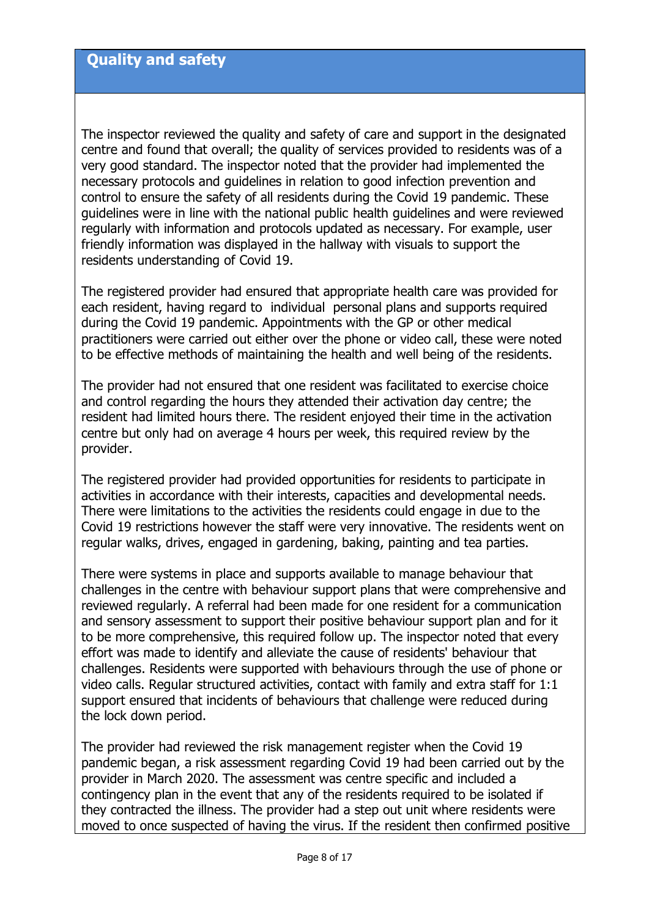## Quality and safety

The inspector reviewed the quality and safety of care and support in the designated centre and found that overall; the quality of services provided to residents was of a very good standard. The inspector noted that the provider had implemented the necessary protocols and guidelines in relation to good infection prevention and control to ensure the safety of all residents during the Covid 19 pandemic. These guidelines were in line with the national public health guidelines and were reviewed regularly with information and protocols updated as necessary. For example, user friendly information was displayed in the hallway with visuals to support the residents understanding of Covid 19.

The registered provider had ensured that appropriate health care was provided for each resident, having regard to individual personal plans and supports required during the Covid 19 pandemic. Appointments with the GP or other medical practitioners were carried out either over the phone or video call, these were noted to be effective methods of maintaining the health and well being of the residents.

The provider had not ensured that one resident was facilitated to exercise choice and control regarding the hours they attended their activation day centre; the resident had limited hours there. The resident enjoyed their time in the activation centre but only had on average 4 hours per week, this required review by the provider.

The registered provider had provided opportunities for residents to participate in activities in accordance with their interests, capacities and developmental needs. There were limitations to the activities the residents could engage in due to the Covid 19 restrictions however the staff were very innovative. The residents went on regular walks, drives, engaged in gardening, baking, painting and tea parties.

There were systems in place and supports available to manage behaviour that challenges in the centre with behaviour support plans that were comprehensive and reviewed regularly. A referral had been made for one resident for a communication and sensory assessment to support their positive behaviour support plan and for it to be more comprehensive, this required follow up. The inspector noted that every effort was made to identify and alleviate the cause of residents' behaviour that challenges. Residents were supported with behaviours through the use of phone or video calls. Regular structured activities, contact with family and extra staff for 1:1 support ensured that incidents of behaviours that challenge were reduced during the lock down period.

The provider had reviewed the risk management register when the Covid 19 pandemic began, a risk assessment regarding Covid 19 had been carried out by the provider in March 2020. The assessment was centre specific and included a contingency plan in the event that any of the residents required to be isolated if they contracted the illness. The provider had a step out unit where residents were moved to once suspected of having the virus. If the resident then confirmed positive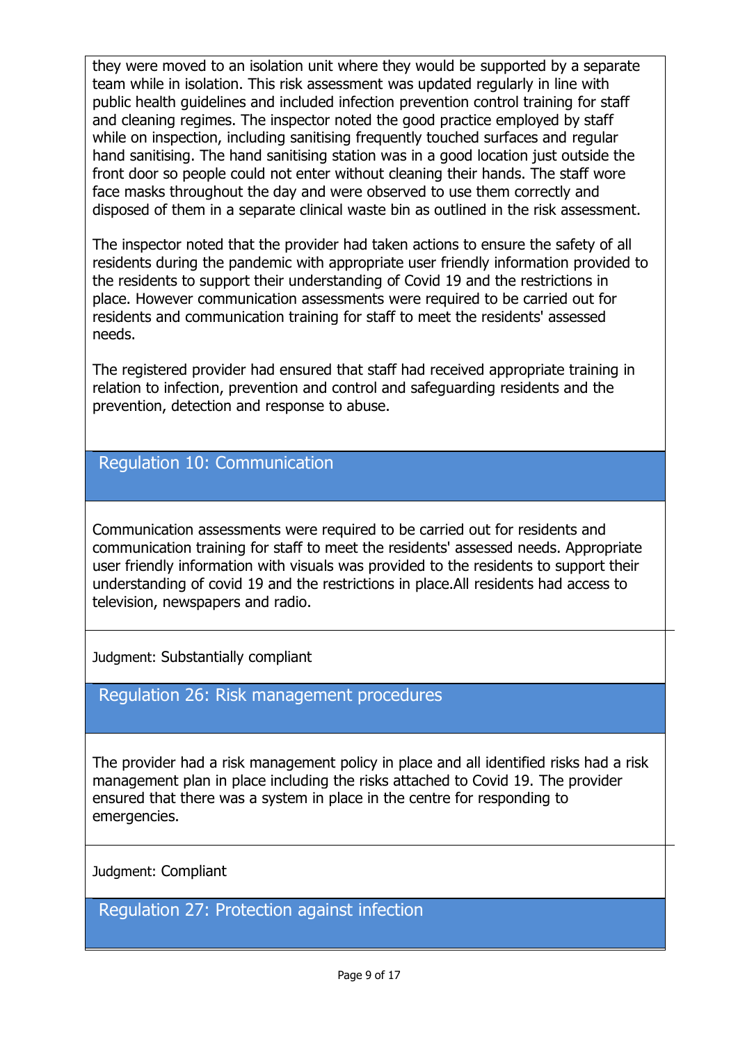they were moved to an isolation unit where they would be supported by a separate team while in isolation. This risk assessment was updated regularly in line with public health guidelines and included infection prevention control training for staff and cleaning regimes. The inspector noted the good practice employed by staff while on inspection, including sanitising frequently touched surfaces and regular hand sanitising. The hand sanitising station was in a good location just outside the front door so people could not enter without cleaning their hands. The staff wore face masks throughout the day and were observed to use them correctly and disposed of them in a separate clinical waste bin as outlined in the risk assessment.

The inspector noted that the provider had taken actions to ensure the safety of all residents during the pandemic with appropriate user friendly information provided to the residents to support their understanding of Covid 19 and the restrictions in place. However communication assessments were required to be carried out for residents and communication training for staff to meet the residents' assessed needs.

The registered provider had ensured that staff had received appropriate training in relation to infection, prevention and control and safeguarding residents and the prevention, detection and response to abuse.

## Regulation 10: Communication

Communication assessments were required to be carried out for residents and communication training for staff to meet the residents' assessed needs. Appropriate user friendly information with visuals was provided to the residents to support their understanding of covid 19 and the restrictions in place.All residents had access to television, newspapers and radio.

Judgment: Substantially compliant

## Regulation 26: Risk management procedures

The provider had a risk management policy in place and all identified risks had a risk management plan in place including the risks attached to Covid 19. The provider ensured that there was a system in place in the centre for responding to emergencies.

Judgment: Compliant

## Regulation 27: Protection against infection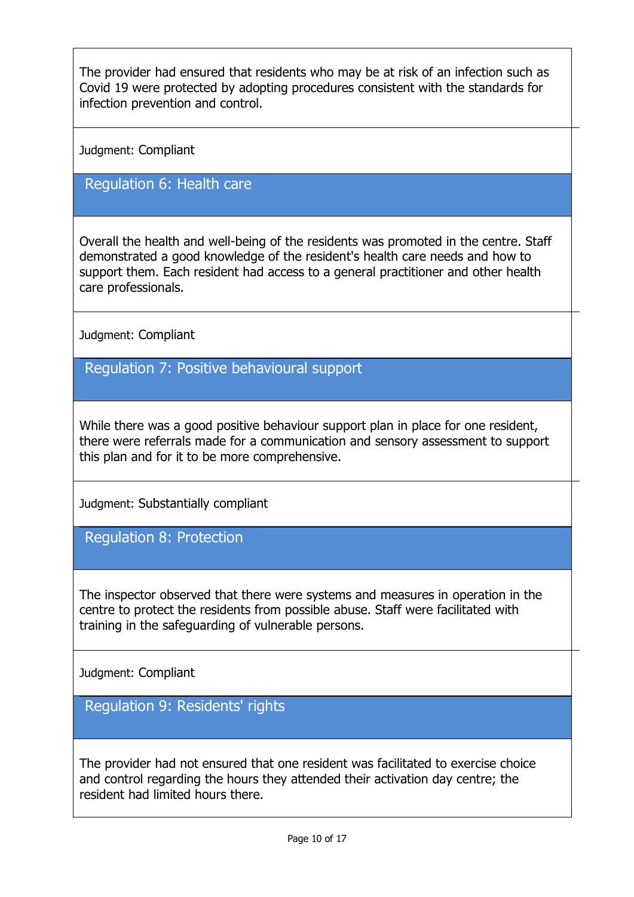The provider had ensured that residents who may be at risk of an infection such as Covid 19 were protected by adopting procedures consistent with the standards for infection prevention and control.

Judgment: Compliant

## Regulation 6: Health care

Overall the health and well-being of the residents was promoted in the centre. Staff demonstrated a good knowledge of the resident's health care needs and how to support them. Each resident had access to a general practitioner and other health care professionals.

Judgment: Compliant

## Regulation 7: Positive behavioural support

While there was a good positive behaviour support plan in place for one resident, there were referrals made for a communication and sensory assessment to support this plan and for it to be more comprehensive.

Judgment: Substantially compliant

## Regulation 8: Protection

The inspector observed that there were systems and measures in operation in the centre to protect the residents from possible abuse. Staff were facilitated with training in the safeguarding of vulnerable persons.

Judgment: Compliant

## Regulation 9: Residents' rights

The provider had not ensured that one resident was facilitated to exercise choice and control regarding the hours they attended their activation day centre; the resident had limited hours there.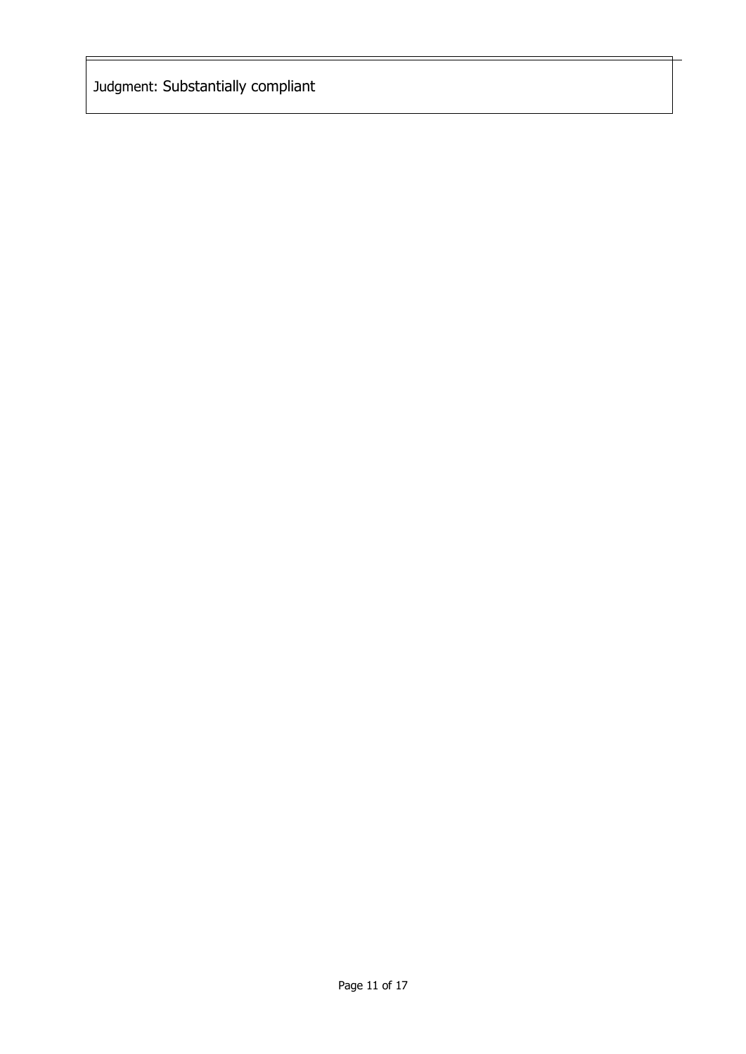| Judgment: Substantially compliant |
| --- |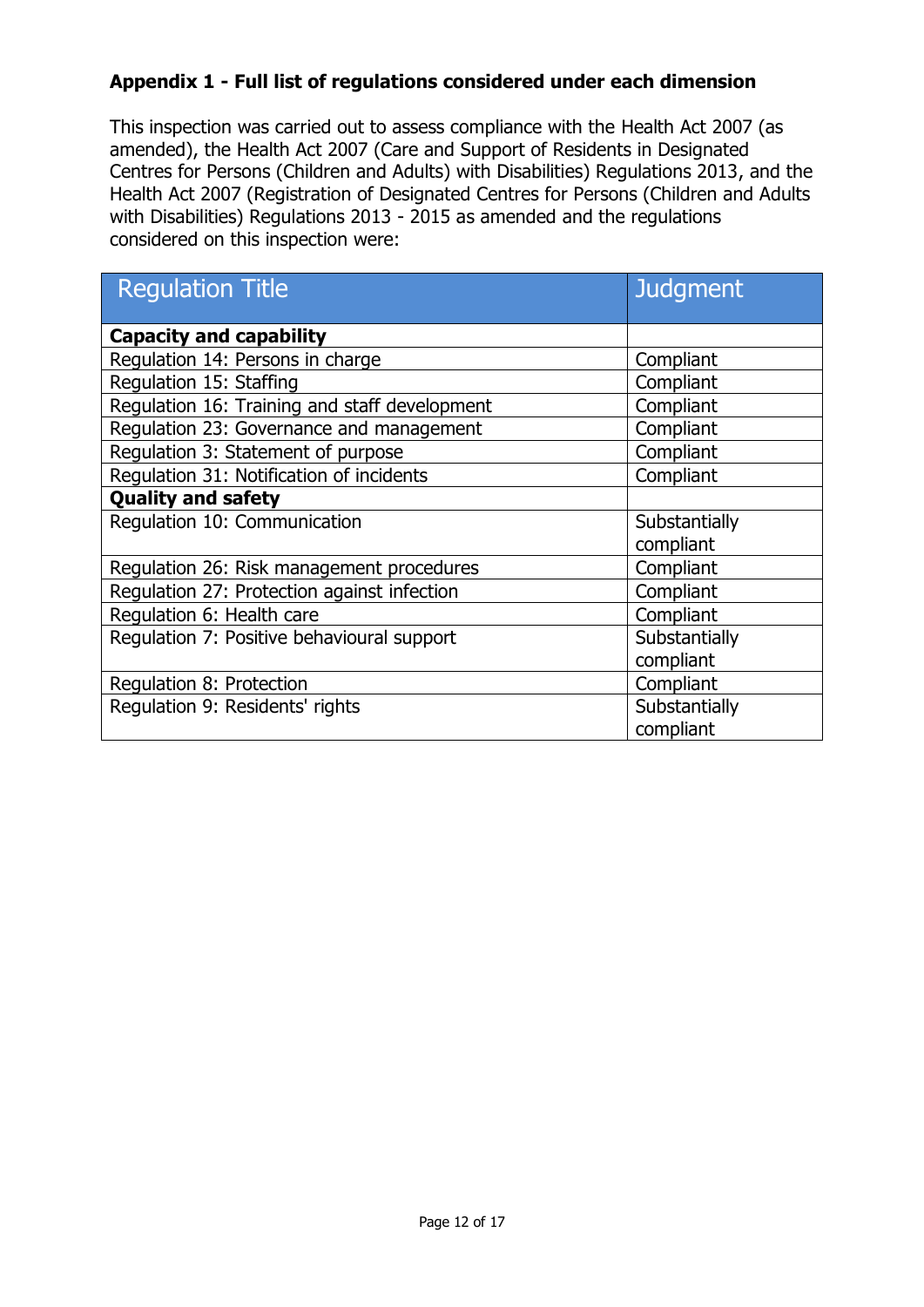### Appendix 1 - Full list of regulations considered under each dimension

This inspection was carried out to assess compliance with the Health Act 2007 (as amended), the Health Act 2007 (Care and Support of Residents in Designated Centres for Persons (Children and Adults) with Disabilities) Regulations 2013, and the Health Act 2007 (Registration of Designated Centres for Persons (Children and Adults with Disabilities) Regulations 2013 - 2015 as amended and the regulations considered on this inspection were:

| Regulation Title | Judgment |
|---|---|
| **Capacity and capability** | |
| Regulation 14: Persons in charge | Compliant |
| Regulation 15: Staffing | Compliant |
| Regulation 16: Training and staff development | Compliant |
| Regulation 23: Governance and management | Compliant |
| Regulation 3: Statement of purpose | Compliant |
| Regulation 31: Notification of incidents | Compliant |
| **Quality and safety** | |
| Regulation 10: Communication | Substantially compliant |
| Regulation 26: Risk management procedures | Compliant |
| Regulation 27: Protection against infection | Compliant |
| Regulation 6: Health care | Compliant |
| Regulation 7: Positive behavioural support | Substantially compliant |
| Regulation 8: Protection | Compliant |
| Regulation 9: Residents' rights | Substantially compliant |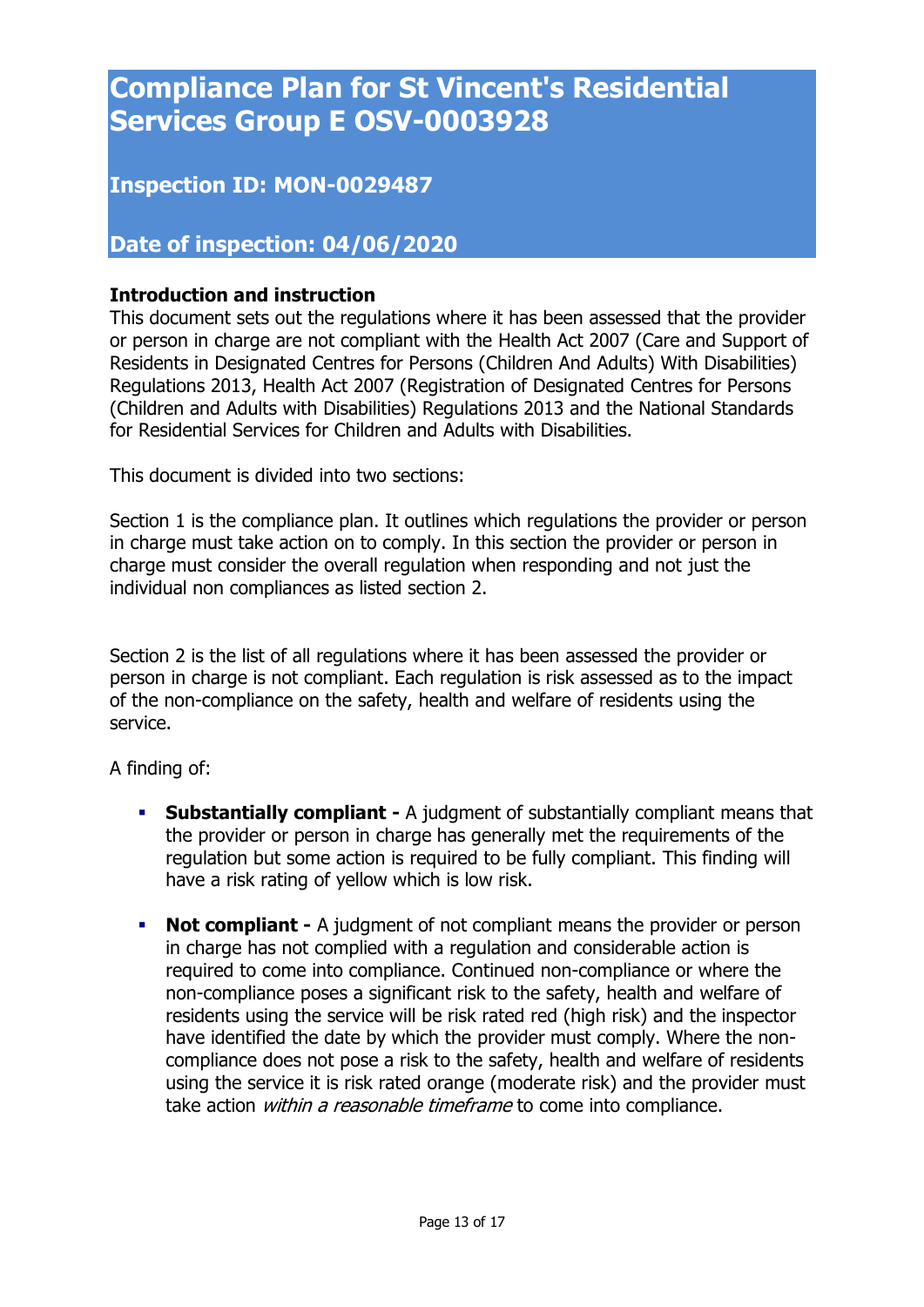# Compliance Plan for St Vincent's Residential Services Group E OSV-0003928

## Inspection ID: MON-0029487

## Date of inspection: 04/06/2020

**Introduction and instruction**
This document sets out the regulations where it has been assessed that the provider or person in charge are not compliant with the Health Act 2007 (Care and Support of Residents in Designated Centres for Persons (Children And Adults) With Disabilities) Regulations 2013, Health Act 2007 (Registration of Designated Centres for Persons (Children and Adults with Disabilities) Regulations 2013 and the National Standards for Residential Services for Children and Adults with Disabilities.

This document is divided into two sections:

Section 1 is the compliance plan. It outlines which regulations the provider or person in charge must take action on to comply. In this section the provider or person in charge must consider the overall regulation when responding and not just the individual non compliances as listed section 2.

Section 2 is the list of all regulations where it has been assessed the provider or person in charge is not compliant. Each regulation is risk assessed as to the impact of the non-compliance on the safety, health and welfare of residents using the service.

A finding of:

- **Substantially compliant -** A judgment of substantially compliant means that the provider or person in charge has generally met the requirements of the regulation but some action is required to be fully compliant. This finding will have a risk rating of yellow which is low risk.
- **Not compliant -** A judgment of not compliant means the provider or person in charge has not complied with a regulation and considerable action is required to come into compliance. Continued non-compliance or where the non-compliance poses a significant risk to the safety, health and welfare of residents using the service will be risk rated red (high risk) and the inspector have identified the date by which the provider must comply. Where the non-compliance does not pose a risk to the safety, health and welfare of residents using the service it is risk rated orange (moderate risk) and the provider must take action *within a reasonable timeframe* to come into compliance.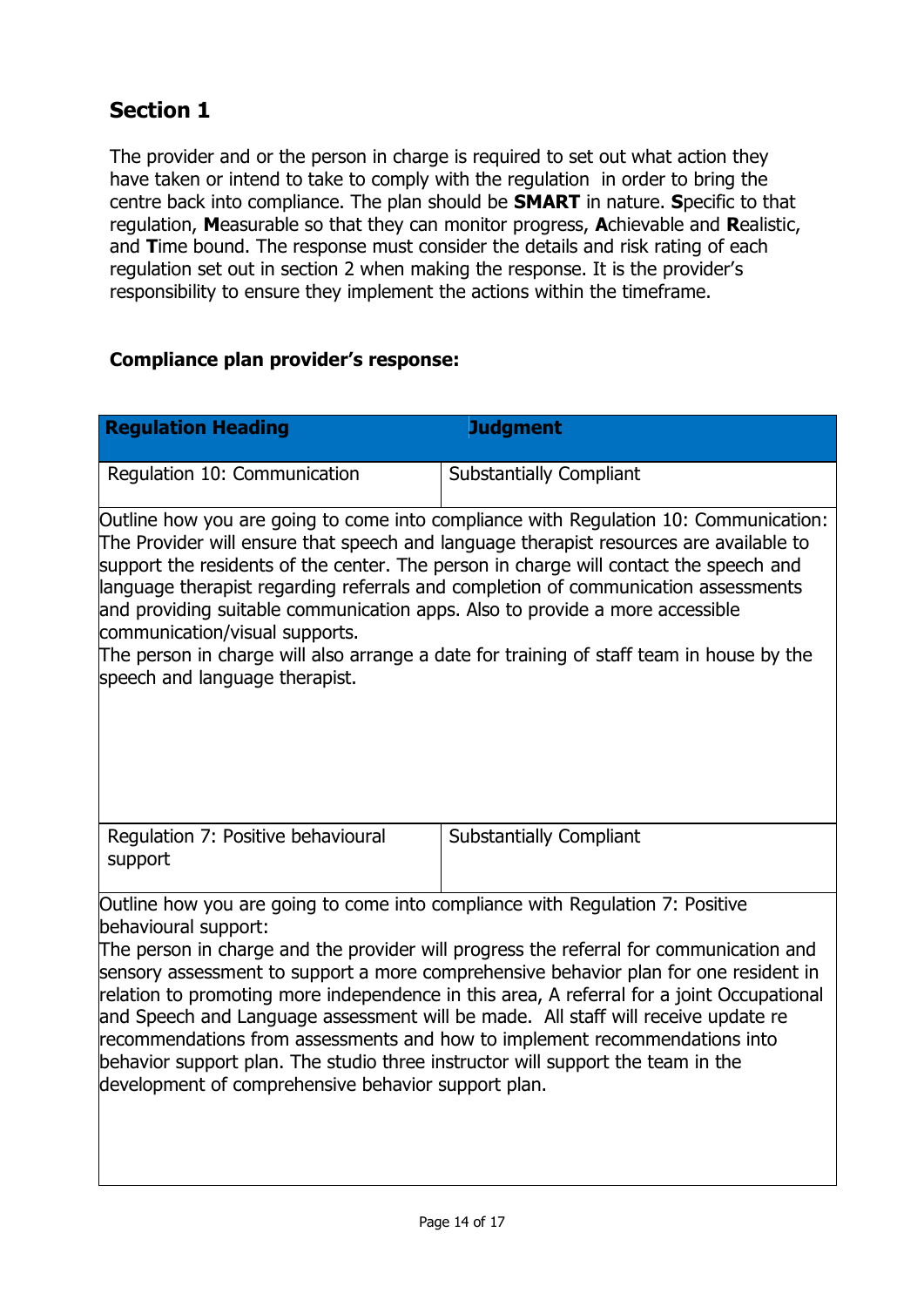## Section 1

The provider and or the person in charge is required to set out what action they have taken or intend to take to comply with the regulation in order to bring the centre back into compliance. The plan should be **SMART** in nature. **S**pecific to that regulation, **M**easurable so that they can monitor progress, **A**chievable and **R**ealistic, and **T**ime bound. The response must consider the details and risk rating of each regulation set out in section 2 when making the response. It is the provider's responsibility to ensure they implement the actions within the timeframe.

**Compliance plan provider's response:**

| Regulation Heading | Judgment |
|---|---|
| Regulation 10: Communication | Substantially Compliant |

Outline how you are going to come into compliance with Regulation 10: Communication:
The Provider will ensure that speech and language therapist resources are available to support the residents of the center. The person in charge will contact the speech and language therapist regarding referrals and completion of communication assessments and providing suitable communication apps. Also to provide a more accessible communication/visual supports.
The person in charge will also arrange a date for training of staff team in house by the speech and language therapist.

| Regulation Heading | Judgment |
|---|---|
| Regulation 7: Positive behavioural support | Substantially Compliant |

Outline how you are going to come into compliance with Regulation 7: Positive behavioural support:
The person in charge and the provider will progress the referral for communication and sensory assessment to support a more comprehensive behavior plan for one resident in relation to promoting more independence in this area, A referral for a joint Occupational and Speech and Language assessment will be made. All staff will receive update re recommendations from assessments and how to implement recommendations into behavior support plan. The studio three instructor will support the team in the development of comprehensive behavior support plan.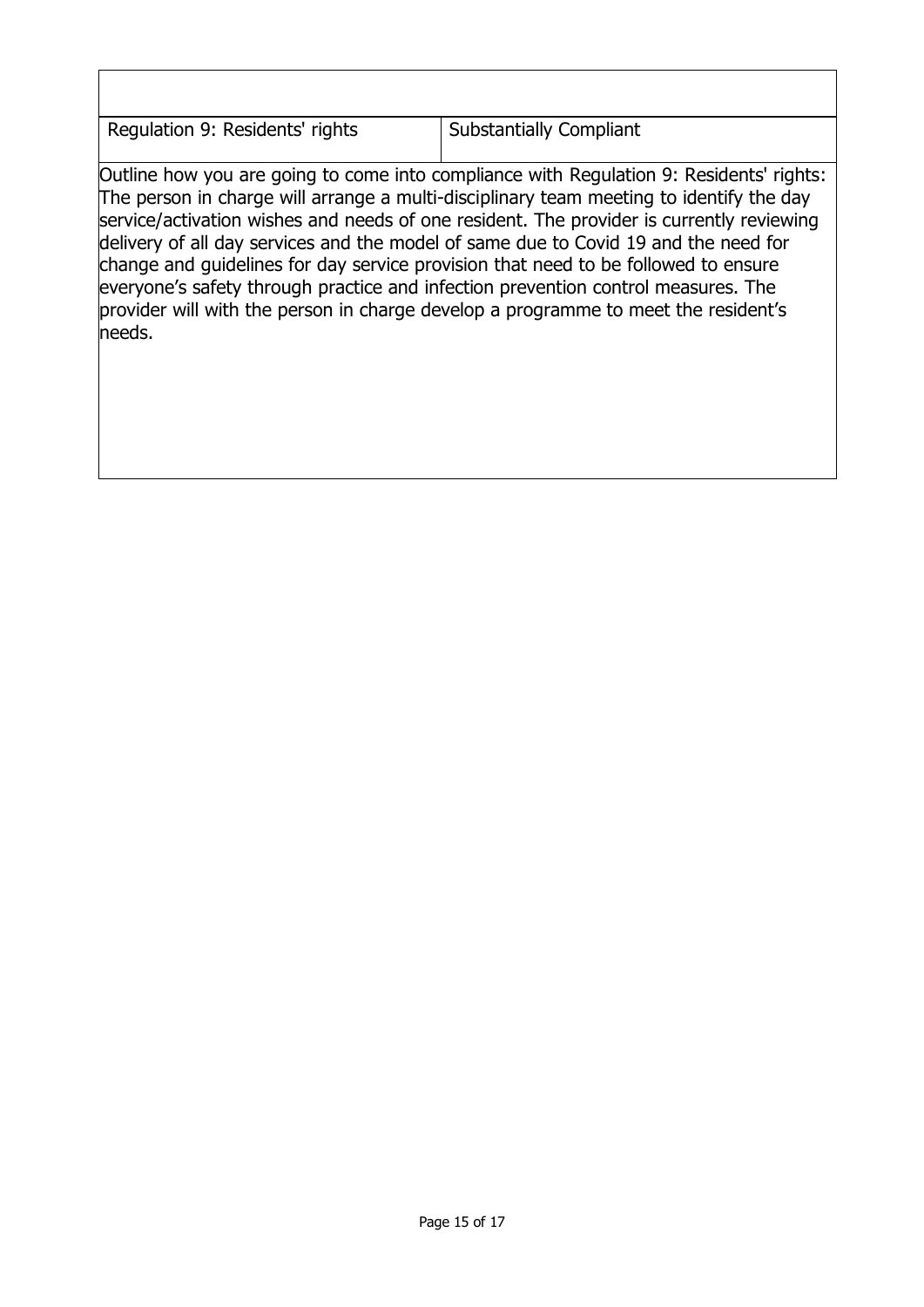| Regulation 9: Residents' rights | Substantially Compliant |
| --- | --- |

Outline how you are going to come into compliance with Regulation 9: Residents' rights:
The person in charge will arrange a multi-disciplinary team meeting to identify the day service/activation wishes and needs of one resident. The provider is currently reviewing delivery of all day services and the model of same due to Covid 19 and the need for change and guidelines for day service provision that need to be followed to ensure everyone's safety through practice and infection prevention control measures. The provider will with the person in charge develop a programme to meet the resident's needs.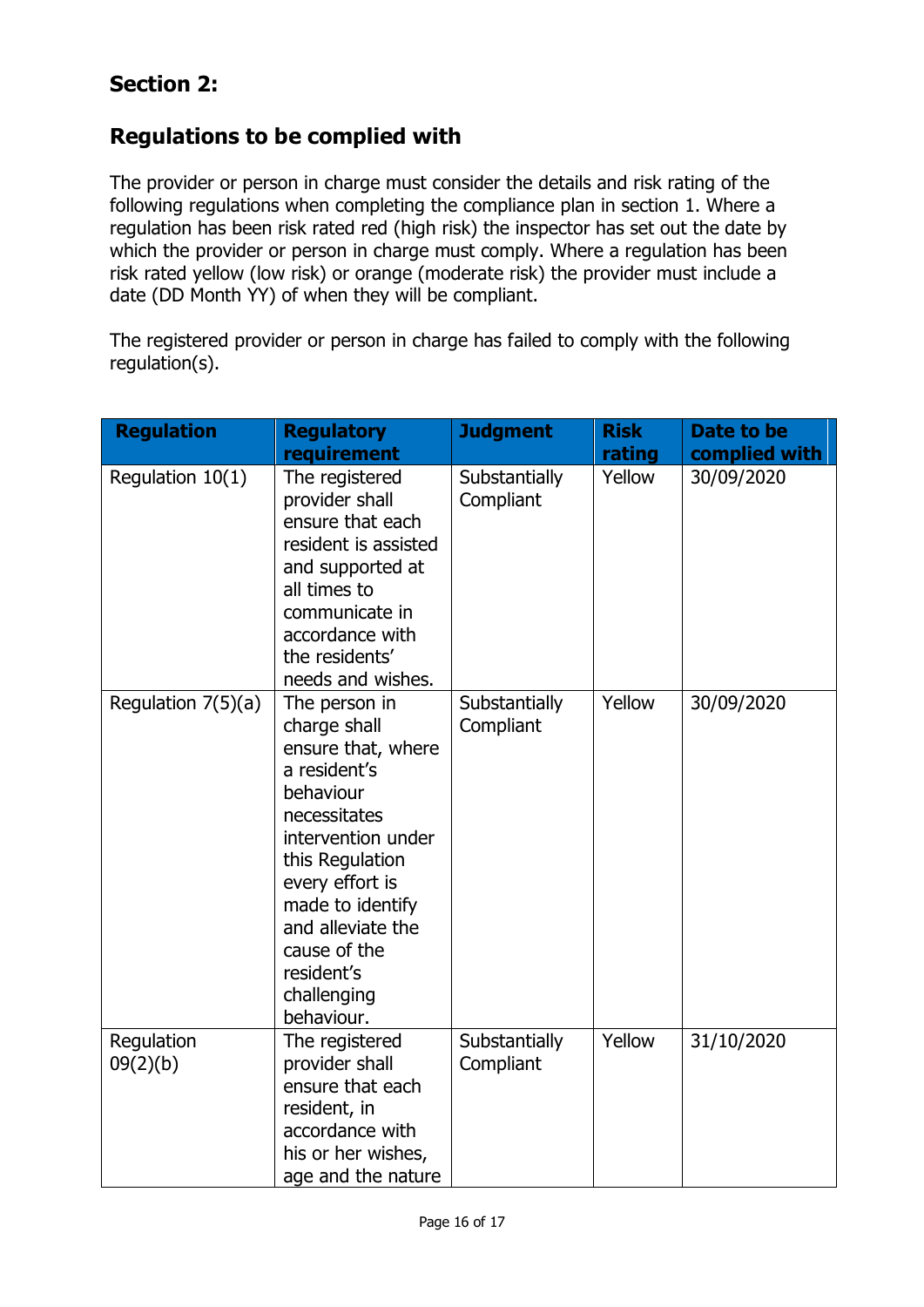## Section 2:

## Regulations to be complied with

The provider or person in charge must consider the details and risk rating of the following regulations when completing the compliance plan in section 1. Where a regulation has been risk rated red (high risk) the inspector has set out the date by which the provider or person in charge must comply. Where a regulation has been risk rated yellow (low risk) or orange (moderate risk) the provider must include a date (DD Month YY) of when they will be compliant.

The registered provider or person in charge has failed to comply with the following regulation(s).

| Regulation | Regulatory requirement | Judgment | Risk rating | Date to be complied with |
| --- | --- | --- | --- | --- |
| Regulation 10(1) | The registered provider shall ensure that each resident is assisted and supported at all times to communicate in accordance with the residents' needs and wishes. | Substantially Compliant | Yellow | 30/09/2020 |
| Regulation 7(5)(a) | The person in charge shall ensure that, where a resident's behaviour necessitates intervention under this Regulation every effort is made to identify and alleviate the cause of the resident's challenging behaviour. | Substantially Compliant | Yellow | 30/09/2020 |
| Regulation 09(2)(b) | The registered provider shall ensure that each resident, in accordance with his or her wishes, age and the nature | Substantially Compliant | Yellow | 31/10/2020 |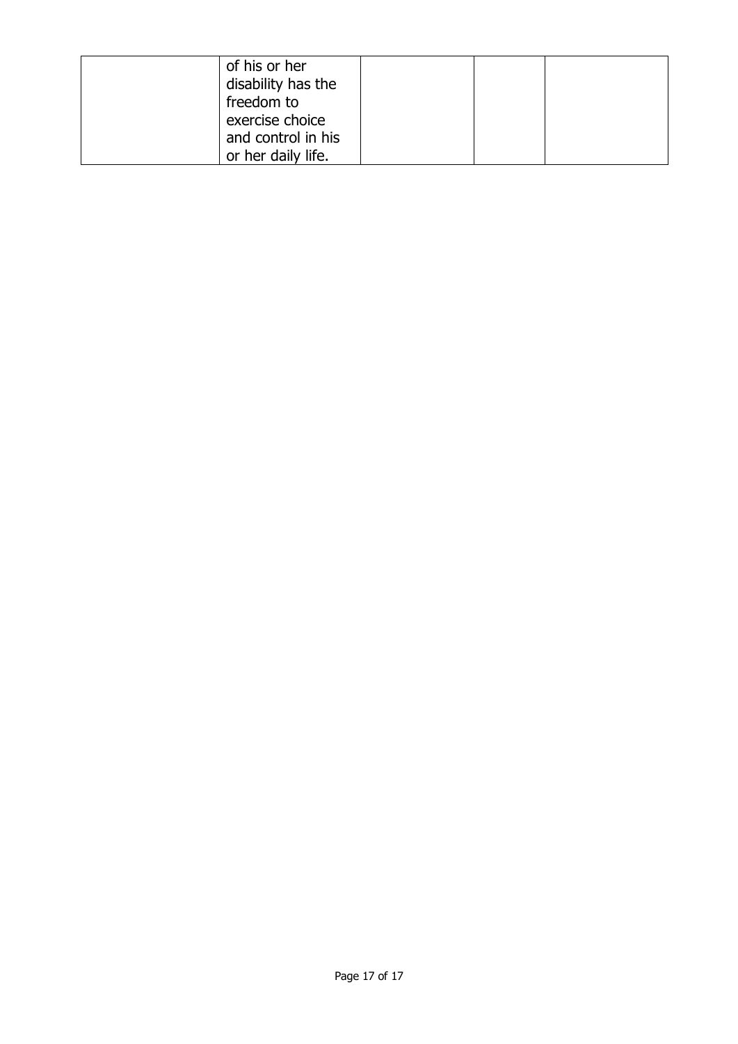| | | | | |
|---|---|---|---|---|
| | of his or her disability has the freedom to exercise choice and control in his or her daily life. | | | |